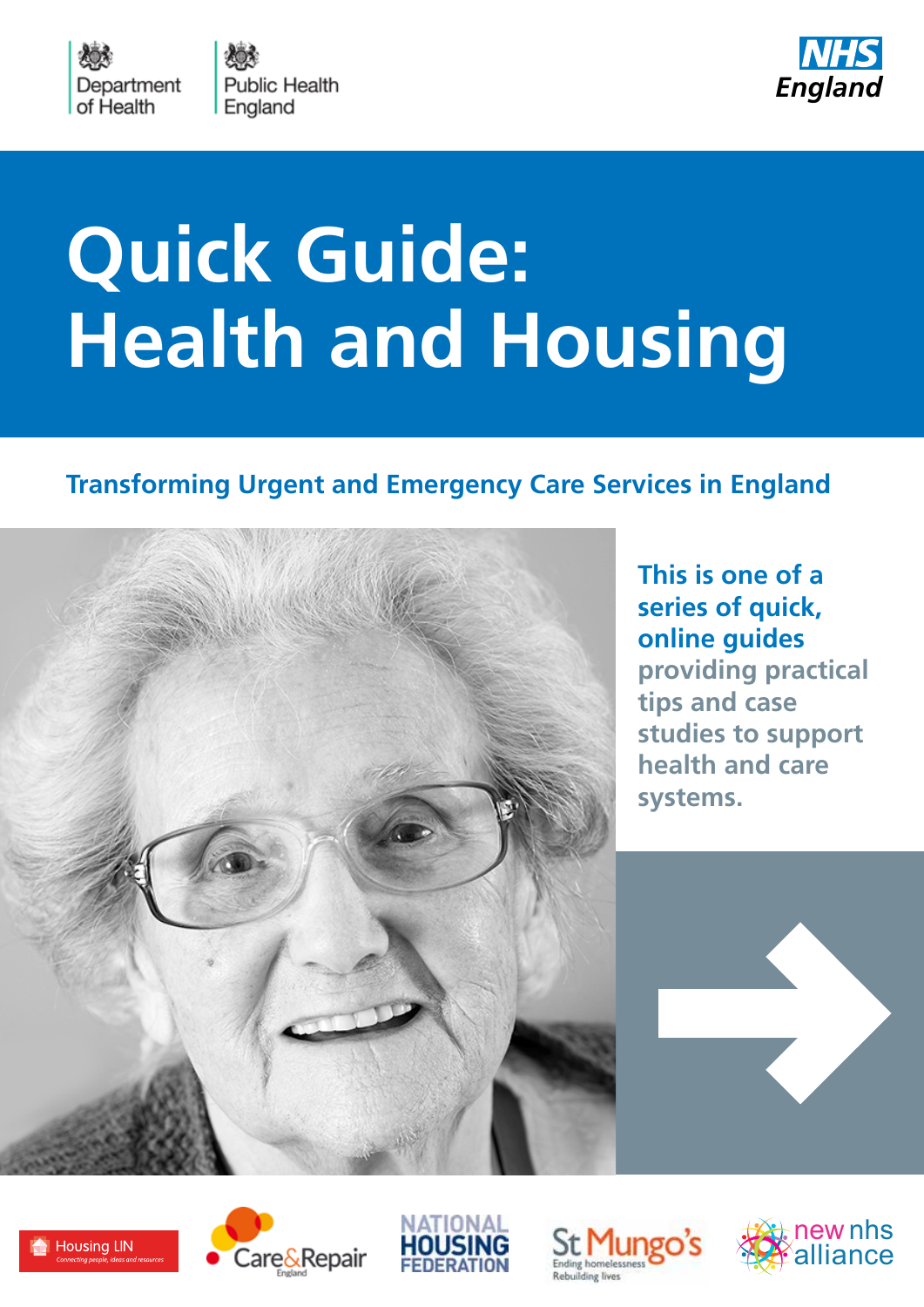Department of Health

Public Health England

NHS England

# Quick Guide: Health and Housing

## Transforming Urgent and Emergency Care Services in England

**This is one of a series of quick, online guides** providing practical tips and case studies to support health and care systems.

Housing LIN — Connecting people, ideas and resources

Care&Repair England

National Housing Federation

St Mungo's — Ending homelessness, Rebuilding lives

new nhs alliance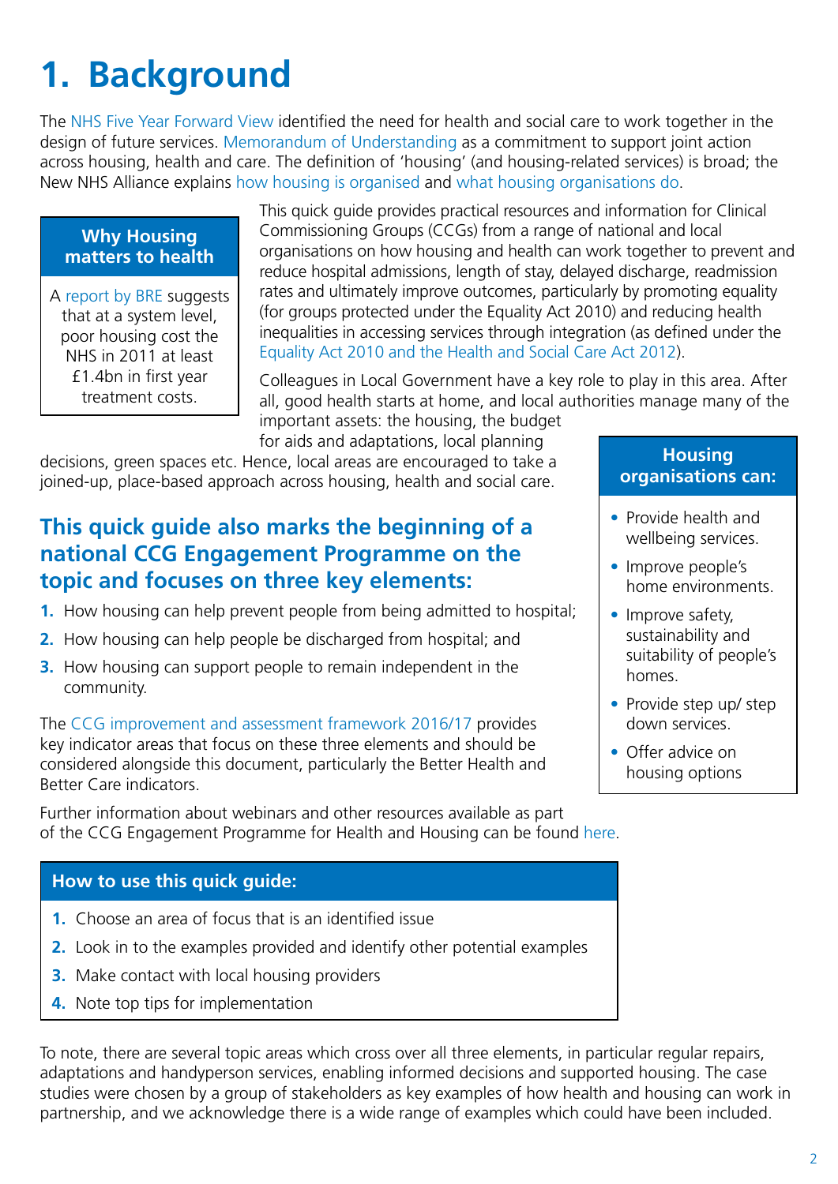# 1. Background

The NHS Five Year Forward View identified the need for health and social care to work together in the design of future services. Memorandum of Understanding as a commitment to support joint action across housing, health and care. The definition of 'housing' (and housing-related services) is broad; the New NHS Alliance explains how housing is organised and what housing organisations do.

**Why Housing matters to health**

A report by BRE suggests that at a system level, poor housing cost the NHS in 2011 at least £1.4bn in first year treatment costs.

This quick guide provides practical resources and information for Clinical Commissioning Groups (CCGs) from a range of national and local organisations on how housing and health can work together to prevent and reduce hospital admissions, length of stay, delayed discharge, readmission rates and ultimately improve outcomes, particularly by promoting equality (for groups protected under the Equality Act 2010) and reducing health inequalities in accessing services through integration (as defined under the Equality Act 2010 and the Health and Social Care Act 2012).

Colleagues in Local Government have a key role to play in this area. After all, good health starts at home, and local authorities manage many of the important assets: the housing, the budget for aids and adaptations, local planning decisions, green spaces etc. Hence, local areas are encouraged to take a joined-up, place-based approach across housing, health and social care.

**Housing organisations can:**

- Provide health and wellbeing services.
- Improve people's home environments.
- Improve safety, sustainability and suitability of people's homes.
- Provide step up/ step down services.
- Offer advice on housing options

## This quick guide also marks the beginning of a national CCG Engagement Programme on the topic and focuses on three key elements:

1. How housing can help prevent people from being admitted to hospital;
2. How housing can help people be discharged from hospital; and
3. How housing can support people to remain independent in the community.

The CCG improvement and assessment framework 2016/17 provides key indicator areas that focus on these three elements and should be considered alongside this document, particularly the Better Health and Better Care indicators.

Further information about webinars and other resources available as part of the CCG Engagement Programme for Health and Housing can be found here.

**How to use this quick guide:**

1. Choose an area of focus that is an identified issue
2. Look in to the examples provided and identify other potential examples
3. Make contact with local housing providers
4. Note top tips for implementation

To note, there are several topic areas which cross over all three elements, in particular regular repairs, adaptations and handyperson services, enabling informed decisions and supported housing. The case studies were chosen by a group of stakeholders as key examples of how health and housing can work in partnership, and we acknowledge there is a wide range of examples which could have been included.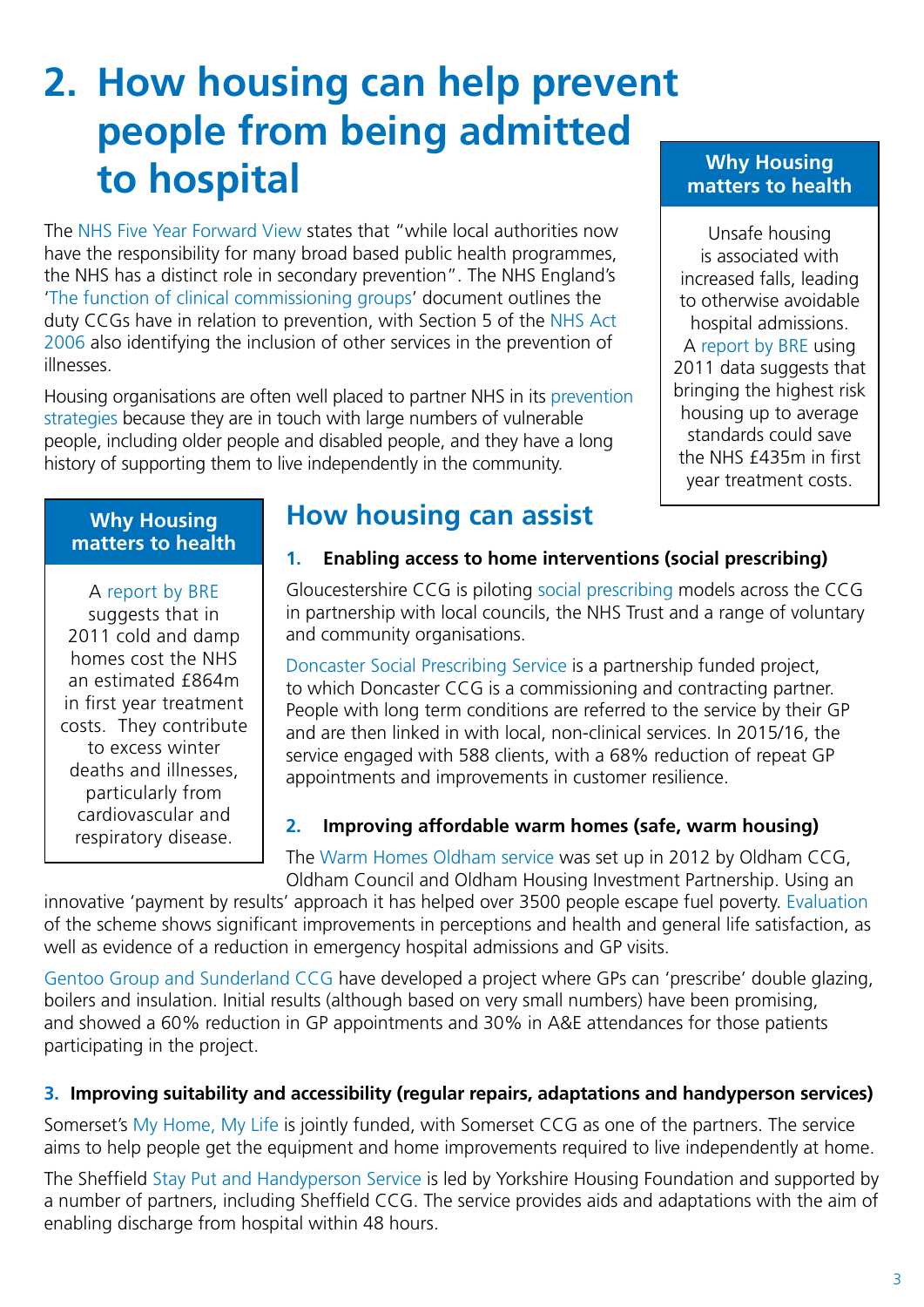# 2. How housing can help prevent people from being admitted to hospital

The NHS Five Year Forward View states that "while local authorities now have the responsibility for many broad based public health programmes, the NHS has a distinct role in secondary prevention". The NHS England's 'The function of clinical commissioning groups' document outlines the duty CCGs have in relation to prevention, with Section 5 of the NHS Act 2006 also identifying the inclusion of other services in the prevention of illnesses.

Housing organisations are often well placed to partner NHS in its prevention strategies because they are in touch with large numbers of vulnerable people, including older people and disabled people, and they have a long history of supporting them to live independently in the community.

> **Why Housing matters to health**
>
> Unsafe housing is associated with increased falls, leading to otherwise avoidable hospital admissions. A report by BRE using 2011 data suggests that bringing the highest risk housing up to average standards could save the NHS £435m in first year treatment costs.

> **Why Housing matters to health**
>
> A report by BRE suggests that in 2011 cold and damp homes cost the NHS an estimated £864m in first year treatment costs. They contribute to excess winter deaths and illnesses, particularly from cardiovascular and respiratory disease.

## How housing can assist

### 1. Enabling access to home interventions (social prescribing)

Gloucestershire CCG is piloting social prescribing models across the CCG in partnership with local councils, the NHS Trust and a range of voluntary and community organisations.

Doncaster Social Prescribing Service is a partnership funded project, to which Doncaster CCG is a commissioning and contracting partner. People with long term conditions are referred to the service by their GP and are then linked in with local, non-clinical services. In 2015/16, the service engaged with 588 clients, with a 68% reduction of repeat GP appointments and improvements in customer resilience.

### 2. Improving affordable warm homes (safe, warm housing)

The Warm Homes Oldham service was set up in 2012 by Oldham CCG, Oldham Council and Oldham Housing Investment Partnership. Using an innovative 'payment by results' approach it has helped over 3500 people escape fuel poverty. Evaluation of the scheme shows significant improvements in perceptions and health and general life satisfaction, as well as evidence of a reduction in emergency hospital admissions and GP visits.

Gentoo Group and Sunderland CCG have developed a project where GPs can 'prescribe' double glazing, boilers and insulation. Initial results (although based on very small numbers) have been promising, and showed a 60% reduction in GP appointments and 30% in A&E attendances for those patients participating in the project.

### 3. Improving suitability and accessibility (regular repairs, adaptations and handyperson services)

Somerset's My Home, My Life is jointly funded, with Somerset CCG as one of the partners. The service aims to help people get the equipment and home improvements required to live independently at home.

The Sheffield Stay Put and Handyperson Service is led by Yorkshire Housing Foundation and supported by a number of partners, including Sheffield CCG. The service provides aids and adaptations with the aim of enabling discharge from hospital within 48 hours.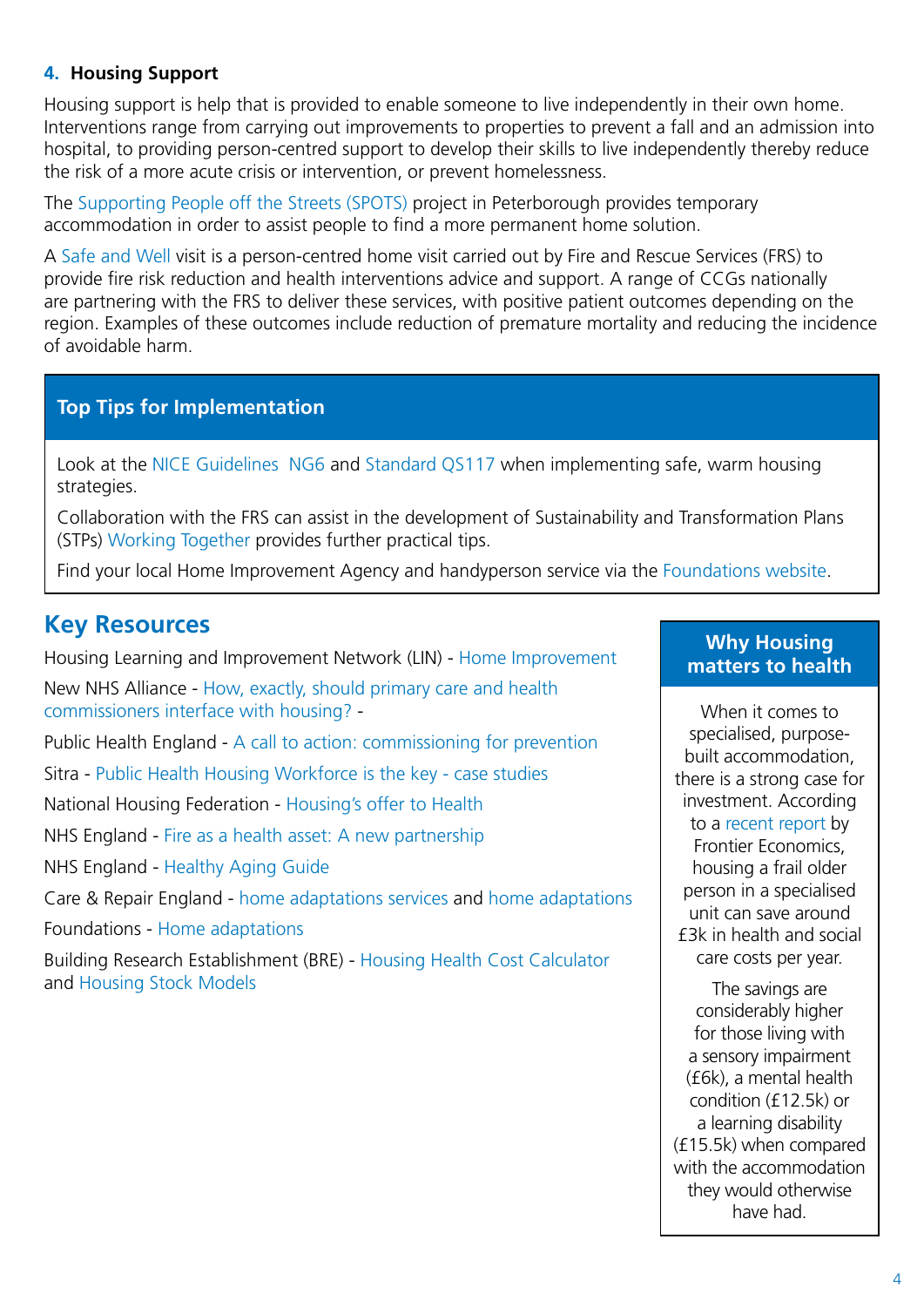## 4. Housing Support

Housing support is help that is provided to enable someone to live independently in their own home. Interventions range from carrying out improvements to properties to prevent a fall and an admission into hospital, to providing person-centred support to develop their skills to live independently thereby reduce the risk of a more acute crisis or intervention, or prevent homelessness.

The Supporting People off the Streets (SPOTS) project in Peterborough provides temporary accommodation in order to assist people to find a more permanent home solution.

A Safe and Well visit is a person-centred home visit carried out by Fire and Rescue Services (FRS) to provide fire risk reduction and health interventions advice and support. A range of CCGs nationally are partnering with the FRS to deliver these services, with positive patient outcomes depending on the region. Examples of these outcomes include reduction of premature mortality and reducing the incidence of avoidable harm.

### Top Tips for Implementation

Look at the NICE Guidelines NG6 and Standard QS117 when implementing safe, warm housing strategies.

Collaboration with the FRS can assist in the development of Sustainability and Transformation Plans (STPs) Working Together provides further practical tips.

Find your local Home Improvement Agency and handyperson service via the Foundations website.

## Key Resources

Housing Learning and Improvement Network (LIN) - Home Improvement

New NHS Alliance - How, exactly, should primary care and health commissioners interface with housing? -

Public Health England - A call to action: commissioning for prevention

Sitra - Public Health Housing Workforce is the key - case studies

National Housing Federation - Housing's offer to Health

NHS England - Fire as a health asset: A new partnership

NHS England - Healthy Aging Guide

Care & Repair England - home adaptations services and home adaptations

Foundations - Home adaptations

Building Research Establishment (BRE) - Housing Health Cost Calculator and Housing Stock Models

### Why Housing matters to health

When it comes to specialised, purpose-built accommodation, there is a strong case for investment. According to a recent report by Frontier Economics, housing a frail older person in a specialised unit can save around £3k in health and social care costs per year.

The savings are considerably higher for those living with a sensory impairment (£6k), a mental health condition (£12.5k) or a learning disability (£15.5k) when compared with the accommodation they would otherwise have had.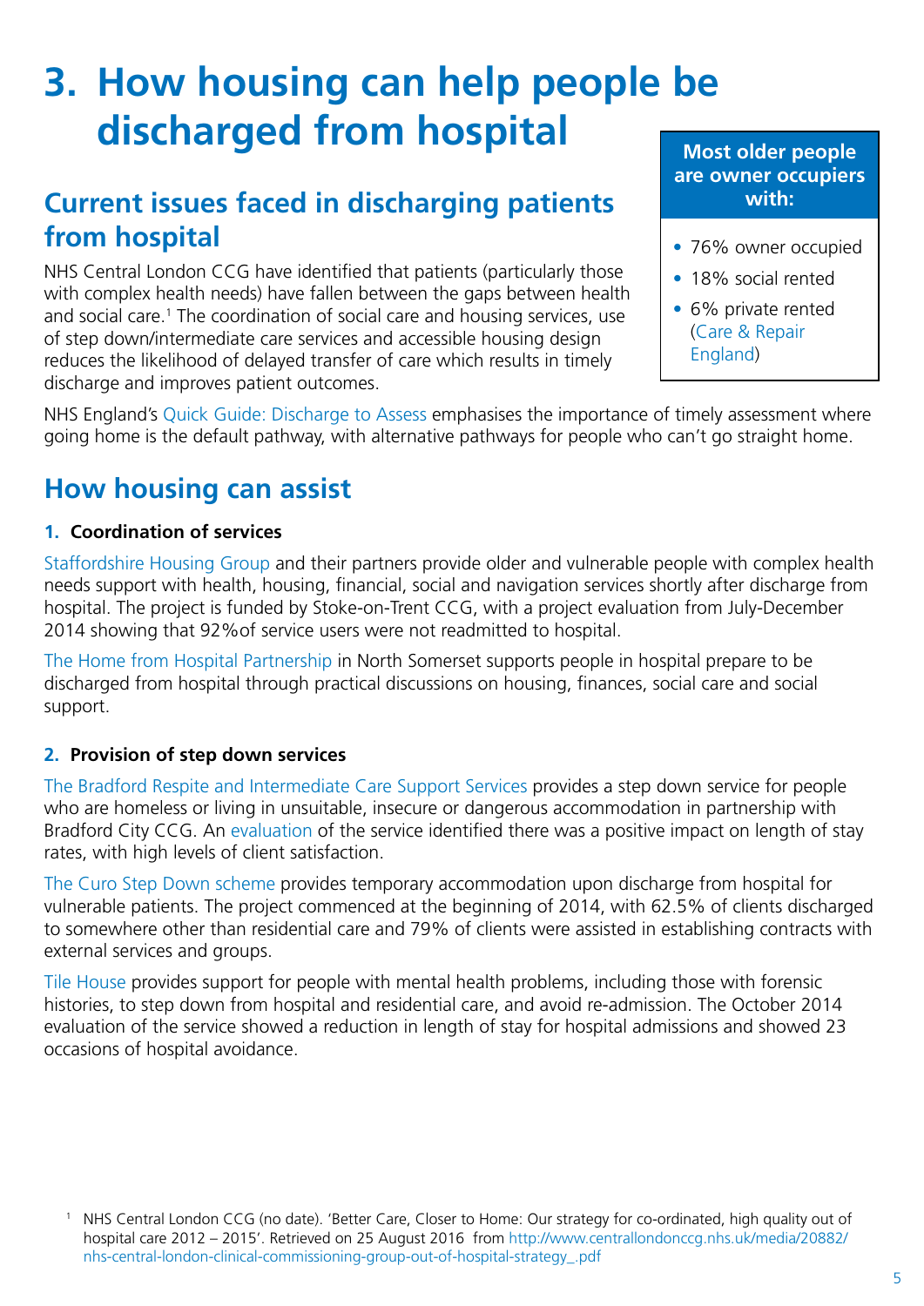# 3. How housing can help people be discharged from hospital

## Current issues faced in discharging patients from hospital

NHS Central London CCG have identified that patients (particularly those with complex health needs) have fallen between the gaps between health and social care.[1] The coordination of social care and housing services, use of step down/intermediate care services and accessible housing design reduces the likelihood of delayed transfer of care which results in timely discharge and improves patient outcomes.

**Most older people are owner occupiers with:**

- 76% owner occupied
- 18% social rented
- 6% private rented (Care & Repair England)

NHS England's Quick Guide: Discharge to Assess emphasises the importance of timely assessment where going home is the default pathway, with alternative pathways for people who can't go straight home.

## How housing can assist

### 1. Coordination of services

Staffordshire Housing Group and their partners provide older and vulnerable people with complex health needs support with health, housing, financial, social and navigation services shortly after discharge from hospital. The project is funded by Stoke-on-Trent CCG, with a project evaluation from July-December 2014 showing that 92%of service users were not readmitted to hospital.

The Home from Hospital Partnership in North Somerset supports people in hospital prepare to be discharged from hospital through practical discussions on housing, finances, social care and social support.

### 2. Provision of step down services

The Bradford Respite and Intermediate Care Support Services provides a step down service for people who are homeless or living in unsuitable, insecure or dangerous accommodation in partnership with Bradford City CCG. An evaluation of the service identified there was a positive impact on length of stay rates, with high levels of client satisfaction.

The Curo Step Down scheme provides temporary accommodation upon discharge from hospital for vulnerable patients. The project commenced at the beginning of 2014, with 62.5% of clients discharged to somewhere other than residential care and 79% of clients were assisted in establishing contracts with external services and groups.

Tile House provides support for people with mental health problems, including those with forensic histories, to step down from hospital and residential care, and avoid re-admission. The October 2014 evaluation of the service showed a reduction in length of stay for hospital admissions and showed 23 occasions of hospital avoidance.

[1] NHS Central London CCG (no date). 'Better Care, Closer to Home: Our strategy for co-ordinated, high quality out of hospital care 2012 – 2015'. Retrieved on 25 August 2016 from http://www.centrallondonccg.nhs.uk/media/20882/nhs-central-london-clinical-commissioning-group-out-of-hospital-strategy_.pdf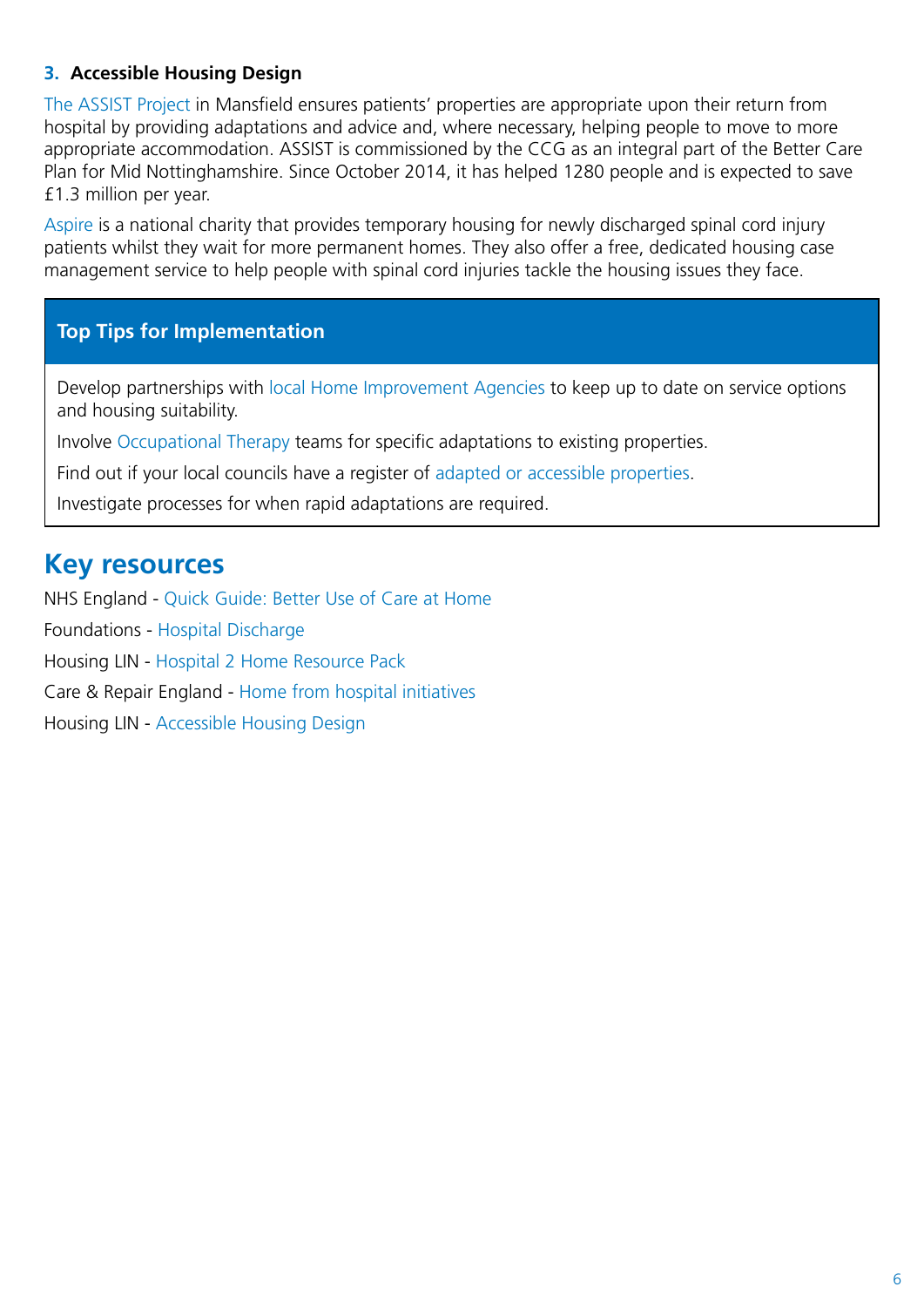### 3. Accessible Housing Design

The ASSIST Project in Mansfield ensures patients' properties are appropriate upon their return from hospital by providing adaptations and advice and, where necessary, helping people to move to more appropriate accommodation. ASSIST is commissioned by the CCG as an integral part of the Better Care Plan for Mid Nottinghamshire. Since October 2014, it has helped 1280 people and is expected to save £1.3 million per year.

Aspire is a national charity that provides temporary housing for newly discharged spinal cord injury patients whilst they wait for more permanent homes. They also offer a free, dedicated housing case management service to help people with spinal cord injuries tackle the housing issues they face.

**Top Tips for Implementation**

Develop partnerships with local Home Improvement Agencies to keep up to date on service options and housing suitability.

Involve Occupational Therapy teams for specific adaptations to existing properties.

Find out if your local councils have a register of adapted or accessible properties.

Investigate processes for when rapid adaptations are required.

## Key resources

NHS England - Quick Guide: Better Use of Care at Home

Foundations - Hospital Discharge

Housing LIN - Hospital 2 Home Resource Pack

Care & Repair England - Home from hospital initiatives

Housing LIN - Accessible Housing Design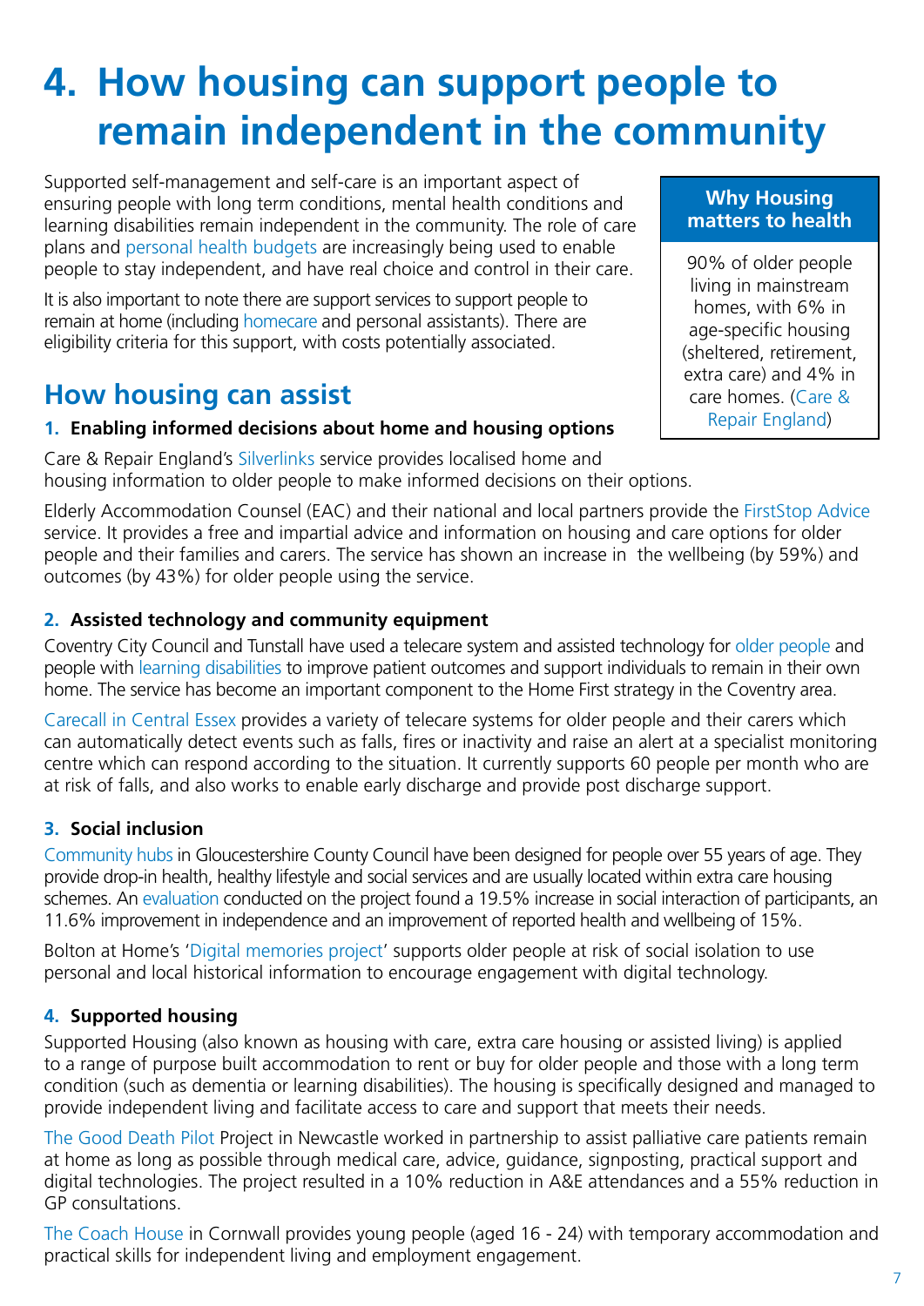# 4. How housing can support people to remain independent in the community

Supported self-management and self-care is an important aspect of ensuring people with long term conditions, mental health conditions and learning disabilities remain independent in the community. The role of care plans and personal health budgets are increasingly being used to enable people to stay independent, and have real choice and control in their care.

It is also important to note there are support services to support people to remain at home (including homecare and personal assistants). There are eligibility criteria for this support, with costs potentially associated.

**Why Housing matters to health**

90% of older people living in mainstream homes, with 6% in age-specific housing (sheltered, retirement, extra care) and 4% in care homes. (Care & Repair England)

## How housing can assist

### 1. Enabling informed decisions about home and housing options

Care & Repair England's Silverlinks service provides localised home and housing information to older people to make informed decisions on their options.

Elderly Accommodation Counsel (EAC) and their national and local partners provide the FirstStop Advice service. It provides a free and impartial advice and information on housing and care options for older people and their families and carers. The service has shown an increase in the wellbeing (by 59%) and outcomes (by 43%) for older people using the service.

### 2. Assisted technology and community equipment

Coventry City Council and Tunstall have used a telecare system and assisted technology for older people and people with learning disabilities to improve patient outcomes and support individuals to remain in their own home. The service has become an important component to the Home First strategy in the Coventry area.

Carecall in Central Essex provides a variety of telecare systems for older people and their carers which can automatically detect events such as falls, fires or inactivity and raise an alert at a specialist monitoring centre which can respond according to the situation. It currently supports 60 people per month who are at risk of falls, and also works to enable early discharge and provide post discharge support.

### 3. Social inclusion

Community hubs in Gloucestershire County Council have been designed for people over 55 years of age. They provide drop-in health, healthy lifestyle and social services and are usually located within extra care housing schemes. An evaluation conducted on the project found a 19.5% increase in social interaction of participants, an 11.6% improvement in independence and an improvement of reported health and wellbeing of 15%.

Bolton at Home's 'Digital memories project' supports older people at risk of social isolation to use personal and local historical information to encourage engagement with digital technology.

### 4. Supported housing

Supported Housing (also known as housing with care, extra care housing or assisted living) is applied to a range of purpose built accommodation to rent or buy for older people and those with a long term condition (such as dementia or learning disabilities). The housing is specifically designed and managed to provide independent living and facilitate access to care and support that meets their needs.

The Good Death Pilot Project in Newcastle worked in partnership to assist palliative care patients remain at home as long as possible through medical care, advice, guidance, signposting, practical support and digital technologies. The project resulted in a 10% reduction in A&E attendances and a 55% reduction in GP consultations.

The Coach House in Cornwall provides young people (aged 16 - 24) with temporary accommodation and practical skills for independent living and employment engagement.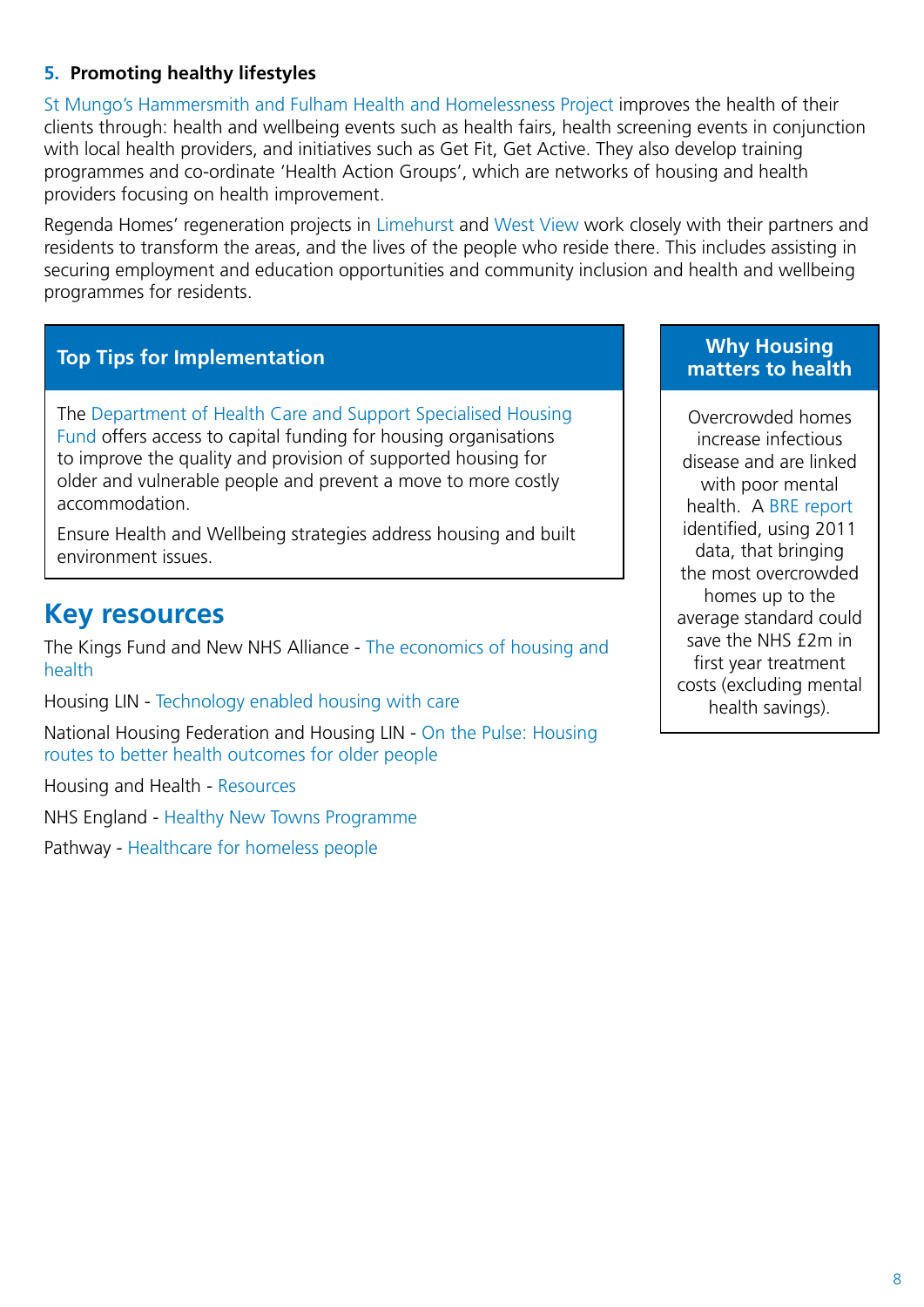### 5. Promoting healthy lifestyles

St Mungo's Hammersmith and Fulham Health and Homelessness Project improves the health of their clients through: health and wellbeing events such as health fairs, health screening events in conjunction with local health providers, and initiatives such as Get Fit, Get Active. They also develop training programmes and co-ordinate 'Health Action Groups', which are networks of housing and health providers focusing on health improvement.

Regenda Homes' regeneration projects in Limehurst and West View work closely with their partners and residents to transform the areas, and the lives of the people who reside there. This includes assisting in securing employment and education opportunities and community inclusion and health and wellbeing programmes for residents.

#### Top Tips for Implementation

The Department of Health Care and Support Specialised Housing Fund offers access to capital funding for housing organisations to improve the quality and provision of supported housing for older and vulnerable people and prevent a move to more costly accommodation.

Ensure Health and Wellbeing strategies address housing and built environment issues.

## Key resources

The Kings Fund and New NHS Alliance - The economics of housing and health

Housing LIN - Technology enabled housing with care

National Housing Federation and Housing LIN - On the Pulse: Housing routes to better health outcomes for older people

Housing and Health - Resources

NHS England - Healthy New Towns Programme

Pathway - Healthcare for homeless people

#### Why Housing matters to health

Overcrowded homes increase infectious disease and are linked with poor mental health. A BRE report identified, using 2011 data, that bringing the most overcrowded homes up to the average standard could save the NHS £2m in first year treatment costs (excluding mental health savings).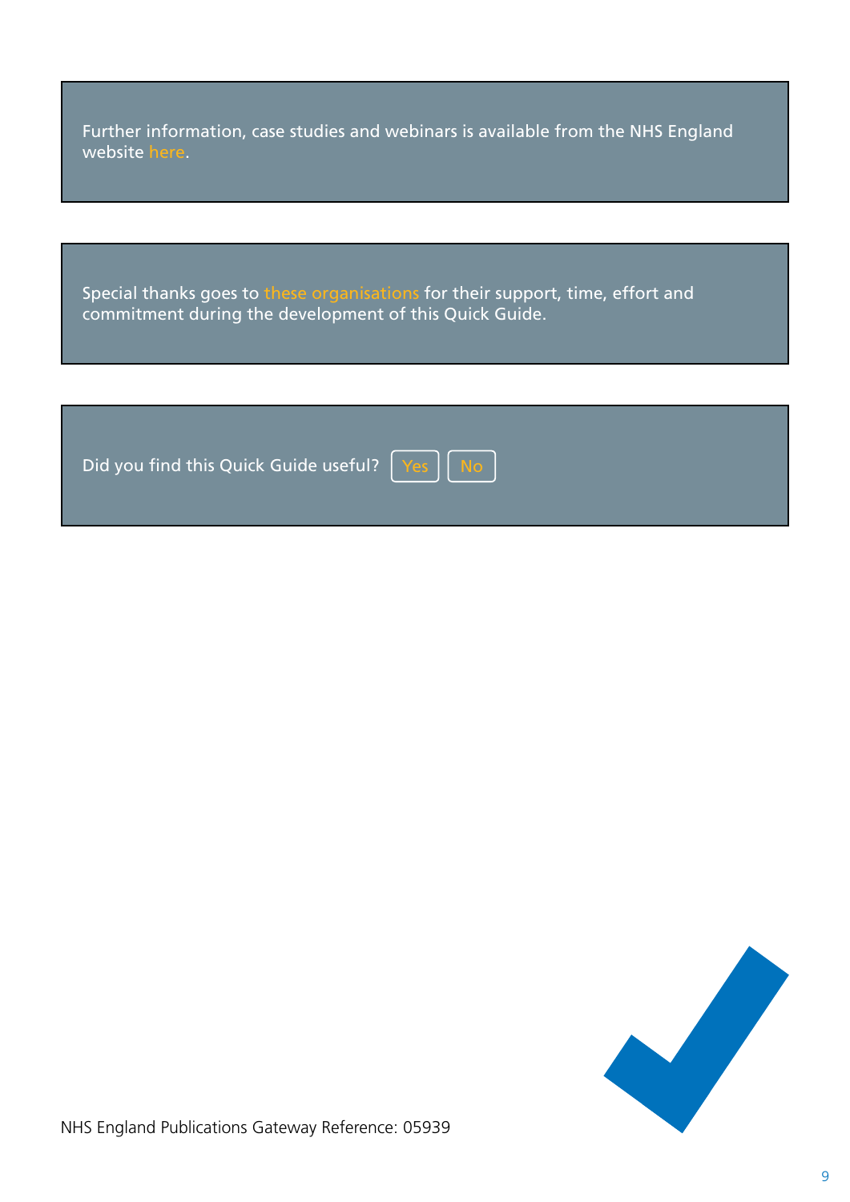Further information, case studies and webinars is available from the NHS England website here.

Special thanks goes to these organisations for their support, time, effort and commitment during the development of this Quick Guide.

Did you find this Quick Guide useful? Yes No

NHS England Publications Gateway Reference: 05939